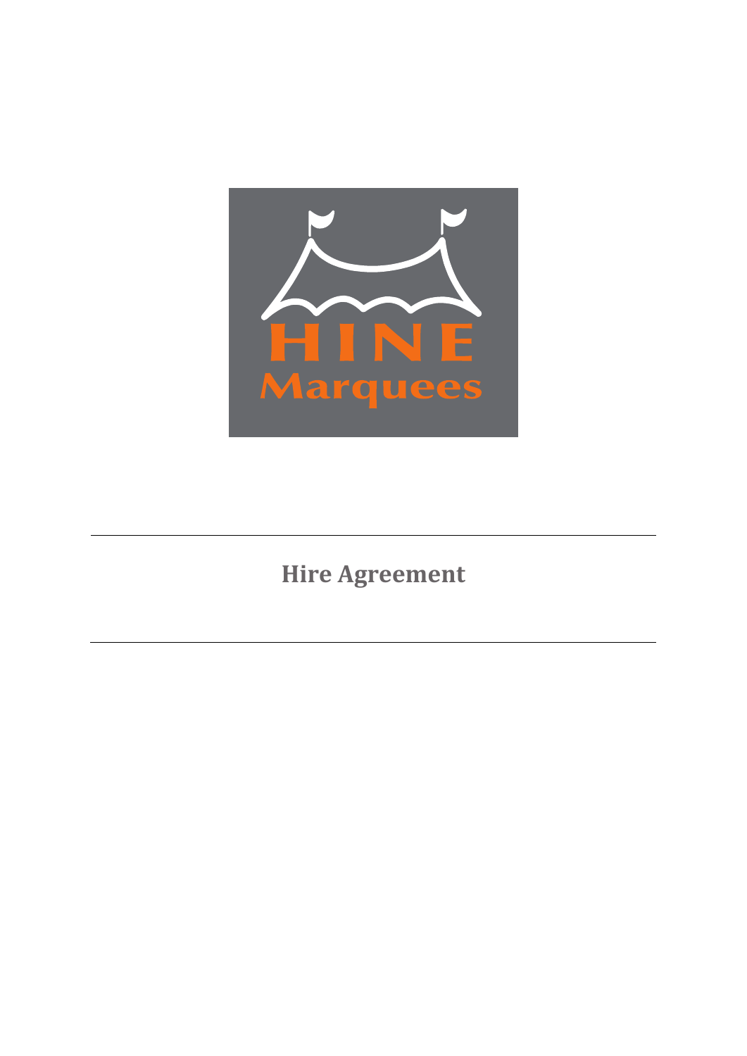HINE Marquees

# Hire Agreement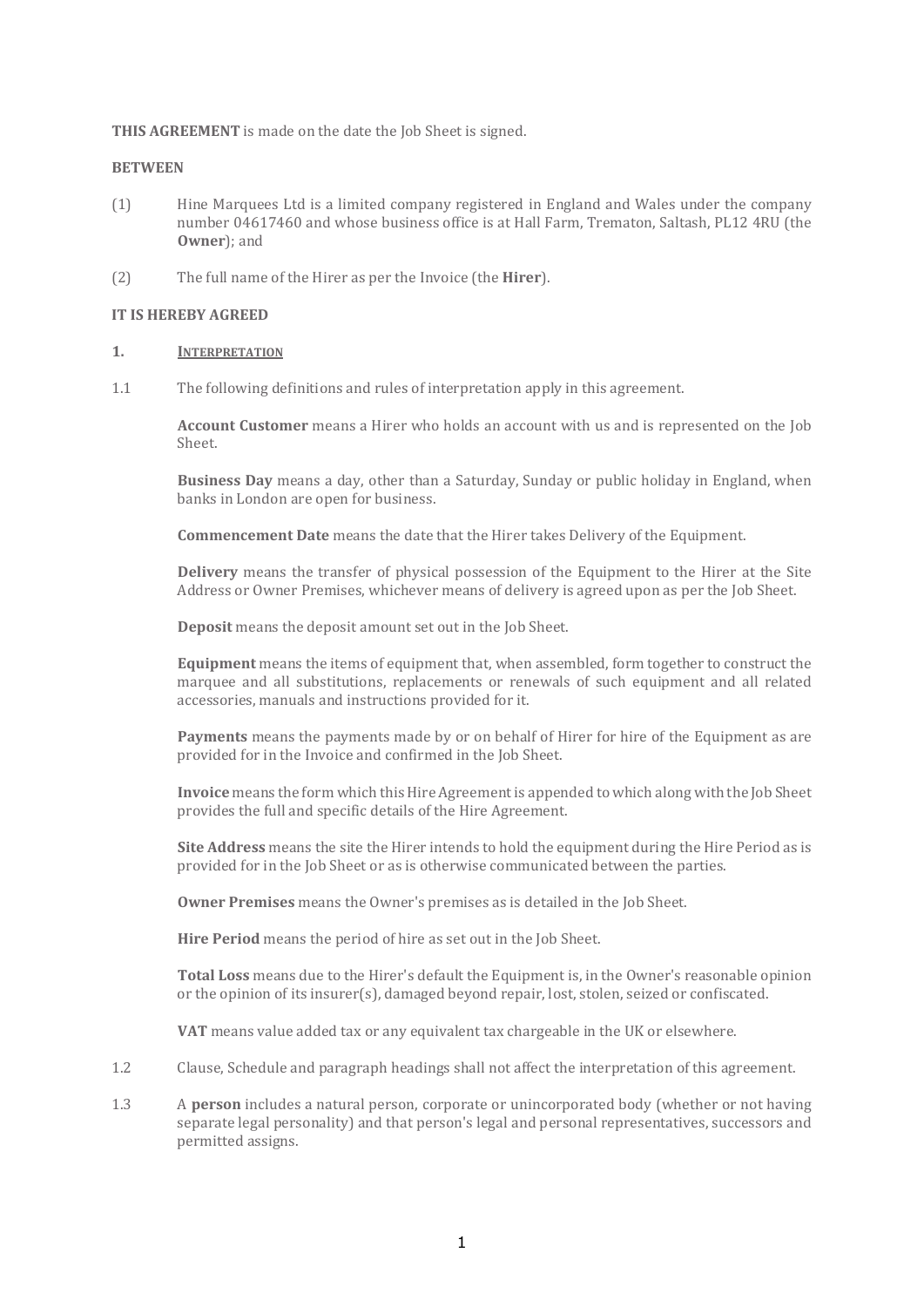**THIS AGREEMENT** is made on the date the Job Sheet is signed.

**BETWEEN**

(1) Hine Marquees Ltd is a limited company registered in England and Wales under the company number 04617460 and whose business office is at Hall Farm, Trematon, Saltash, PL12 4RU (the **Owner**); and

(2) The full name of the Hirer as per the Invoice (the **Hirer**).

**IT IS HEREBY AGREED**

**1. INTERPRETATION**

1.1 The following definitions and rules of interpretation apply in this agreement.

**Account Customer** means a Hirer who holds an account with us and is represented on the Job Sheet.

**Business Day** means a day, other than a Saturday, Sunday or public holiday in England, when banks in London are open for business.

**Commencement Date** means the date that the Hirer takes Delivery of the Equipment.

**Delivery** means the transfer of physical possession of the Equipment to the Hirer at the Site Address or Owner Premises, whichever means of delivery is agreed upon as per the Job Sheet.

**Deposit** means the deposit amount set out in the Job Sheet.

**Equipment** means the items of equipment that, when assembled, form together to construct the marquee and all substitutions, replacements or renewals of such equipment and all related accessories, manuals and instructions provided for it.

**Payments** means the payments made by or on behalf of Hirer for hire of the Equipment as are provided for in the Invoice and confirmed in the Job Sheet.

**Invoice** means the form which this Hire Agreement is appended to which along with the Job Sheet provides the full and specific details of the Hire Agreement.

**Site Address** means the site the Hirer intends to hold the equipment during the Hire Period as is provided for in the Job Sheet or as is otherwise communicated between the parties.

**Owner Premises** means the Owner's premises as is detailed in the Job Sheet.

**Hire Period** means the period of hire as set out in the Job Sheet.

**Total Loss** means due to the Hirer's default the Equipment is, in the Owner's reasonable opinion or the opinion of its insurer(s), damaged beyond repair, lost, stolen, seized or confiscated.

**VAT** means value added tax or any equivalent tax chargeable in the UK or elsewhere.

1.2 Clause, Schedule and paragraph headings shall not affect the interpretation of this agreement.

1.3 A **person** includes a natural person, corporate or unincorporated body (whether or not having separate legal personality) and that person's legal and personal representatives, successors and permitted assigns.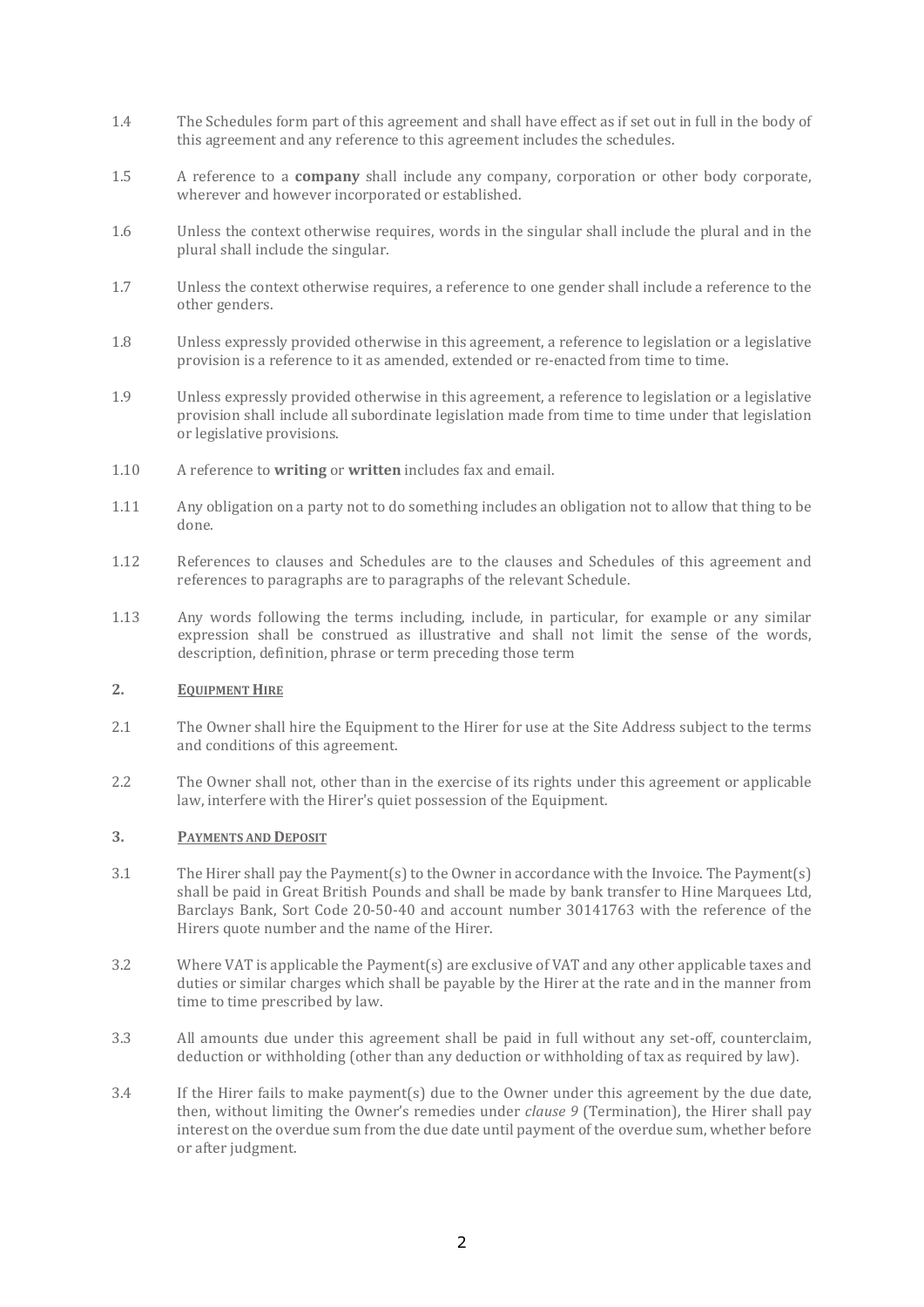1.4 The Schedules form part of this agreement and shall have effect as if set out in full in the body of this agreement and any reference to this agreement includes the schedules.

1.5 A reference to a **company** shall include any company, corporation or other body corporate, wherever and however incorporated or established.

1.6 Unless the context otherwise requires, words in the singular shall include the plural and in the plural shall include the singular.

1.7 Unless the context otherwise requires, a reference to one gender shall include a reference to the other genders.

1.8 Unless expressly provided otherwise in this agreement, a reference to legislation or a legislative provision is a reference to it as amended, extended or re-enacted from time to time.

1.9 Unless expressly provided otherwise in this agreement, a reference to legislation or a legislative provision shall include all subordinate legislation made from time to time under that legislation or legislative provisions.

1.10 A reference to **writing** or **written** includes fax and email.

1.11 Any obligation on a party not to do something includes an obligation not to allow that thing to be done.

1.12 References to clauses and Schedules are to the clauses and Schedules of this agreement and references to paragraphs are to paragraphs of the relevant Schedule.

1.13 Any words following the terms including, include, in particular, for example or any similar expression shall be construed as illustrative and shall not limit the sense of the words, description, definition, phrase or term preceding those term

## 2. EQUIPMENT HIRE

2.1 The Owner shall hire the Equipment to the Hirer for use at the Site Address subject to the terms and conditions of this agreement.

2.2 The Owner shall not, other than in the exercise of its rights under this agreement or applicable law, interfere with the Hirer's quiet possession of the Equipment.

## 3. PAYMENTS AND DEPOSIT

3.1 The Hirer shall pay the Payment(s) to the Owner in accordance with the Invoice. The Payment(s) shall be paid in Great British Pounds and shall be made by bank transfer to Hine Marquees Ltd, Barclays Bank, Sort Code 20-50-40 and account number 30141763 with the reference of the Hirers quote number and the name of the Hirer.

3.2 Where VAT is applicable the Payment(s) are exclusive of VAT and any other applicable taxes and duties or similar charges which shall be payable by the Hirer at the rate and in the manner from time to time prescribed by law.

3.3 All amounts due under this agreement shall be paid in full without any set-off, counterclaim, deduction or withholding (other than any deduction or withholding of tax as required by law).

3.4 If the Hirer fails to make payment(s) due to the Owner under this agreement by the due date, then, without limiting the Owner's remedies under *clause 9* (Termination), the Hirer shall pay interest on the overdue sum from the due date until payment of the overdue sum, whether before or after judgment.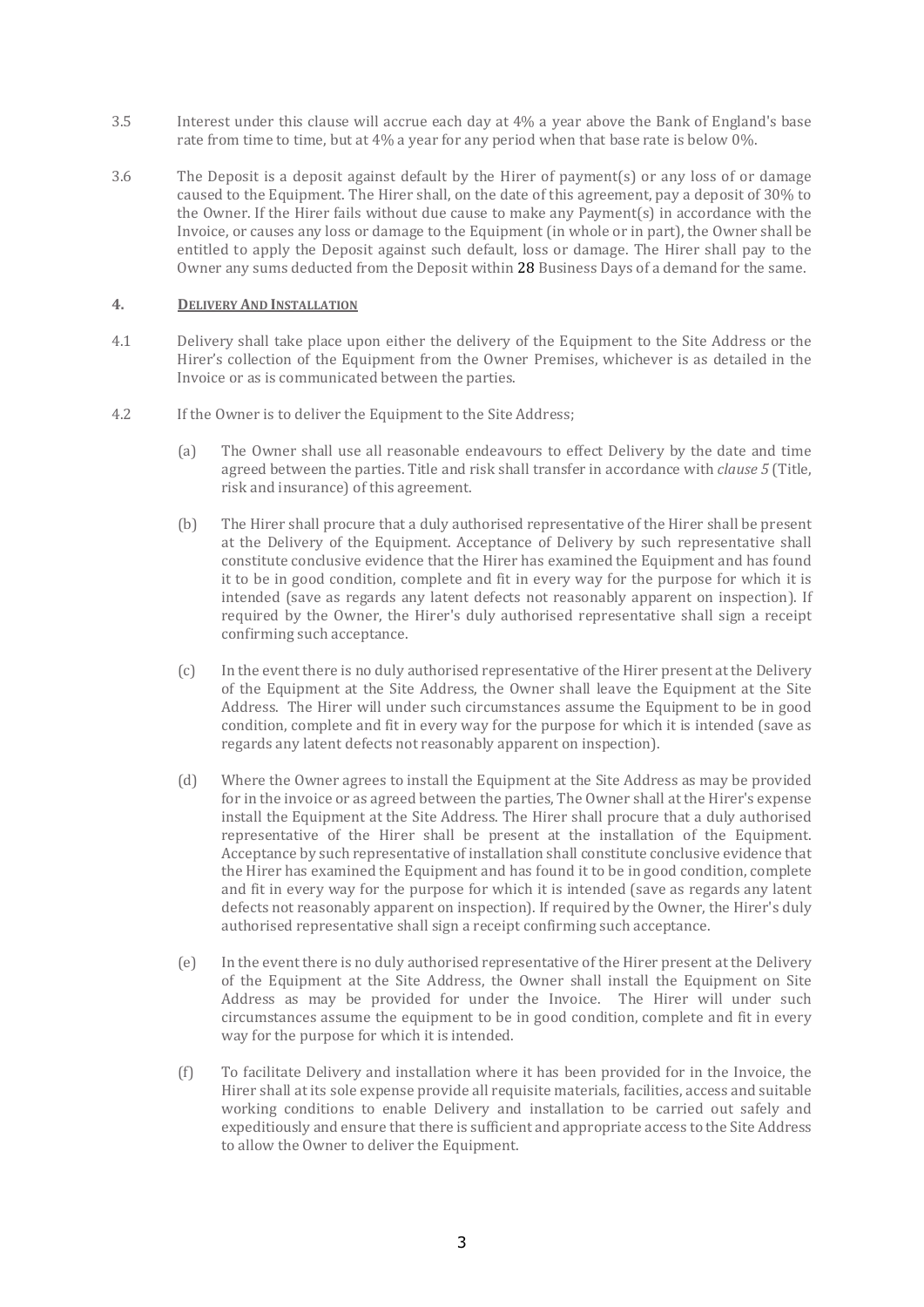3.5 Interest under this clause will accrue each day at 4% a year above the Bank of England's base rate from time to time, but at 4% a year for any period when that base rate is below 0%.

3.6 The Deposit is a deposit against default by the Hirer of payment(s) or any loss of or damage caused to the Equipment. The Hirer shall, on the date of this agreement, pay a deposit of 30% to the Owner. If the Hirer fails without due cause to make any Payment(s) in accordance with the Invoice, or causes any loss or damage to the Equipment (in whole or in part), the Owner shall be entitled to apply the Deposit against such default, loss or damage. The Hirer shall pay to the Owner any sums deducted from the Deposit within 28 Business Days of a demand for the same.

## 4. DELIVERY AND INSTALLATION

4.1 Delivery shall take place upon either the delivery of the Equipment to the Site Address or the Hirer's collection of the Equipment from the Owner Premises, whichever is as detailed in the Invoice or as is communicated between the parties.

4.2 If the Owner is to deliver the Equipment to the Site Address;

(a) The Owner shall use all reasonable endeavours to effect Delivery by the date and time agreed between the parties. Title and risk shall transfer in accordance with *clause 5* (Title, risk and insurance) of this agreement.

(b) The Hirer shall procure that a duly authorised representative of the Hirer shall be present at the Delivery of the Equipment. Acceptance of Delivery by such representative shall constitute conclusive evidence that the Hirer has examined the Equipment and has found it to be in good condition, complete and fit in every way for the purpose for which it is intended (save as regards any latent defects not reasonably apparent on inspection). If required by the Owner, the Hirer's duly authorised representative shall sign a receipt confirming such acceptance.

(c) In the event there is no duly authorised representative of the Hirer present at the Delivery of the Equipment at the Site Address, the Owner shall leave the Equipment at the Site Address. The Hirer will under such circumstances assume the Equipment to be in good condition, complete and fit in every way for the purpose for which it is intended (save as regards any latent defects not reasonably apparent on inspection).

(d) Where the Owner agrees to install the Equipment at the Site Address as may be provided for in the invoice or as agreed between the parties, The Owner shall at the Hirer's expense install the Equipment at the Site Address. The Hirer shall procure that a duly authorised representative of the Hirer shall be present at the installation of the Equipment. Acceptance by such representative of installation shall constitute conclusive evidence that the Hirer has examined the Equipment and has found it to be in good condition, complete and fit in every way for the purpose for which it is intended (save as regards any latent defects not reasonably apparent on inspection). If required by the Owner, the Hirer's duly authorised representative shall sign a receipt confirming such acceptance.

(e) In the event there is no duly authorised representative of the Hirer present at the Delivery of the Equipment at the Site Address, the Owner shall install the Equipment on Site Address as may be provided for under the Invoice. The Hirer will under such circumstances assume the equipment to be in good condition, complete and fit in every way for the purpose for which it is intended.

(f) To facilitate Delivery and installation where it has been provided for in the Invoice, the Hirer shall at its sole expense provide all requisite materials, facilities, access and suitable working conditions to enable Delivery and installation to be carried out safely and expeditiously and ensure that there is sufficient and appropriate access to the Site Address to allow the Owner to deliver the Equipment.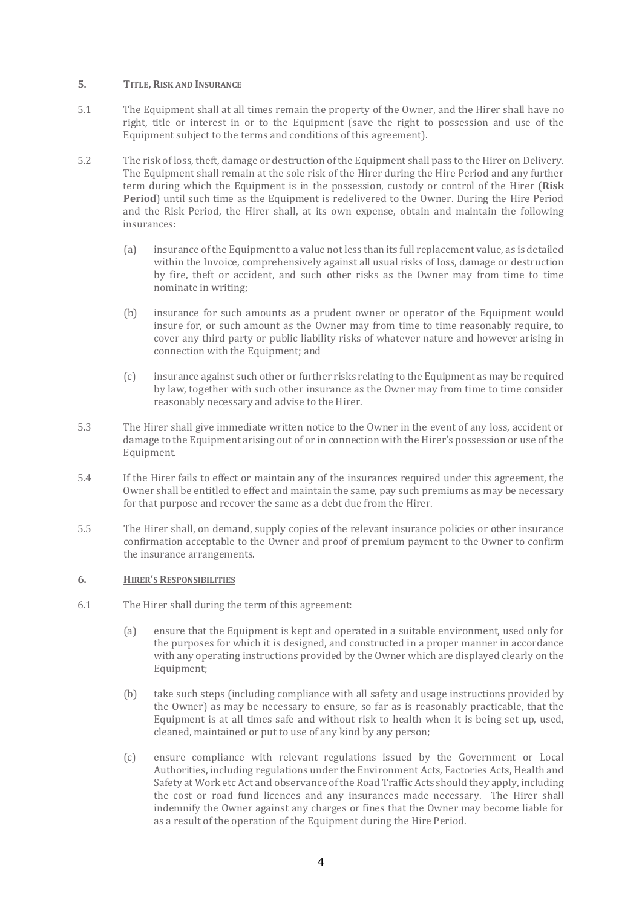## 5. <u>TITLE, RISK AND INSURANCE</u>

5.1 The Equipment shall at all times remain the property of the Owner, and the Hirer shall have no right, title or interest in or to the Equipment (save the right to possession and use of the Equipment subject to the terms and conditions of this agreement).

5.2 The risk of loss, theft, damage or destruction of the Equipment shall pass to the Hirer on Delivery. The Equipment shall remain at the sole risk of the Hirer during the Hire Period and any further term during which the Equipment is in the possession, custody or control of the Hirer (**Risk Period**) until such time as the Equipment is redelivered to the Owner. During the Hire Period and the Risk Period, the Hirer shall, at its own expense, obtain and maintain the following insurances:

(a) insurance of the Equipment to a value not less than its full replacement value, as is detailed within the Invoice, comprehensively against all usual risks of loss, damage or destruction by fire, theft or accident, and such other risks as the Owner may from time to time nominate in writing;

(b) insurance for such amounts as a prudent owner or operator of the Equipment would insure for, or such amount as the Owner may from time to time reasonably require, to cover any third party or public liability risks of whatever nature and however arising in connection with the Equipment; and

(c) insurance against such other or further risks relating to the Equipment as may be required by law, together with such other insurance as the Owner may from time to time consider reasonably necessary and advise to the Hirer.

5.3 The Hirer shall give immediate written notice to the Owner in the event of any loss, accident or damage to the Equipment arising out of or in connection with the Hirer's possession or use of the Equipment.

5.4 If the Hirer fails to effect or maintain any of the insurances required under this agreement, the Owner shall be entitled to effect and maintain the same, pay such premiums as may be necessary for that purpose and recover the same as a debt due from the Hirer.

5.5 The Hirer shall, on demand, supply copies of the relevant insurance policies or other insurance confirmation acceptable to the Owner and proof of premium payment to the Owner to confirm the insurance arrangements.

## 6. <u>HIRER'S RESPONSIBILITIES</u>

6.1 The Hirer shall during the term of this agreement:

(a) ensure that the Equipment is kept and operated in a suitable environment, used only for the purposes for which it is designed, and constructed in a proper manner in accordance with any operating instructions provided by the Owner which are displayed clearly on the Equipment;

(b) take such steps (including compliance with all safety and usage instructions provided by the Owner) as may be necessary to ensure, so far as is reasonably practicable, that the Equipment is at all times safe and without risk to health when it is being set up, used, cleaned, maintained or put to use of any kind by any person;

(c) ensure compliance with relevant regulations issued by the Government or Local Authorities, including regulations under the Environment Acts, Factories Acts, Health and Safety at Work etc Act and observance of the Road Traffic Acts should they apply, including the cost or road fund licences and any insurances made necessary. The Hirer shall indemnify the Owner against any charges or fines that the Owner may become liable for as a result of the operation of the Equipment during the Hire Period.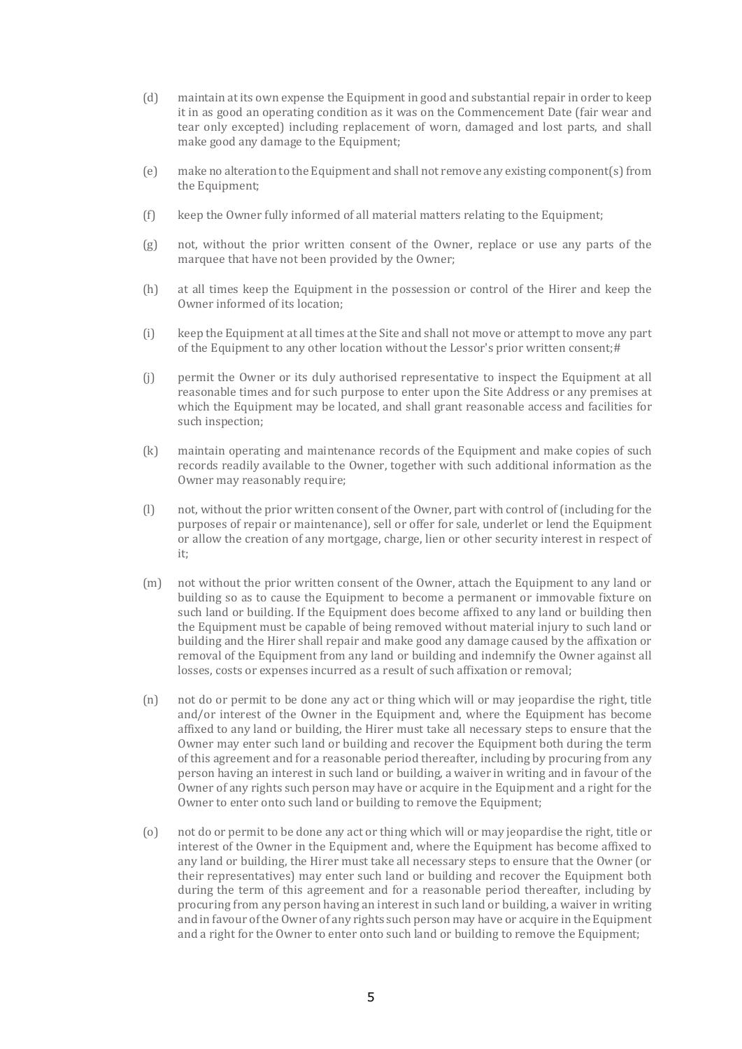(d) maintain at its own expense the Equipment in good and substantial repair in order to keep it in as good an operating condition as it was on the Commencement Date (fair wear and tear only excepted) including replacement of worn, damaged and lost parts, and shall make good any damage to the Equipment;

(e) make no alteration to the Equipment and shall not remove any existing component(s) from the Equipment;

(f) keep the Owner fully informed of all material matters relating to the Equipment;

(g) not, without the prior written consent of the Owner, replace or use any parts of the marquee that have not been provided by the Owner;

(h) at all times keep the Equipment in the possession or control of the Hirer and keep the Owner informed of its location;

(i) keep the Equipment at all times at the Site and shall not move or attempt to move any part of the Equipment to any other location without the Lessor's prior written consent;#

(j) permit the Owner or its duly authorised representative to inspect the Equipment at all reasonable times and for such purpose to enter upon the Site Address or any premises at which the Equipment may be located, and shall grant reasonable access and facilities for such inspection;

(k) maintain operating and maintenance records of the Equipment and make copies of such records readily available to the Owner, together with such additional information as the Owner may reasonably require;

(l) not, without the prior written consent of the Owner, part with control of (including for the purposes of repair or maintenance), sell or offer for sale, underlet or lend the Equipment or allow the creation of any mortgage, charge, lien or other security interest in respect of it;

(m) not without the prior written consent of the Owner, attach the Equipment to any land or building so as to cause the Equipment to become a permanent or immovable fixture on such land or building. If the Equipment does become affixed to any land or building then the Equipment must be capable of being removed without material injury to such land or building and the Hirer shall repair and make good any damage caused by the affixation or removal of the Equipment from any land or building and indemnify the Owner against all losses, costs or expenses incurred as a result of such affixation or removal;

(n) not do or permit to be done any act or thing which will or may jeopardise the right, title and/or interest of the Owner in the Equipment and, where the Equipment has become affixed to any land or building, the Hirer must take all necessary steps to ensure that the Owner may enter such land or building and recover the Equipment both during the term of this agreement and for a reasonable period thereafter, including by procuring from any person having an interest in such land or building, a waiver in writing and in favour of the Owner of any rights such person may have or acquire in the Equipment and a right for the Owner to enter onto such land or building to remove the Equipment;

(o) not do or permit to be done any act or thing which will or may jeopardise the right, title or interest of the Owner in the Equipment and, where the Equipment has become affixed to any land or building, the Hirer must take all necessary steps to ensure that the Owner (or their representatives) may enter such land or building and recover the Equipment both during the term of this agreement and for a reasonable period thereafter, including by procuring from any person having an interest in such land or building, a waiver in writing and in favour of the Owner of any rights such person may have or acquire in the Equipment and a right for the Owner to enter onto such land or building to remove the Equipment;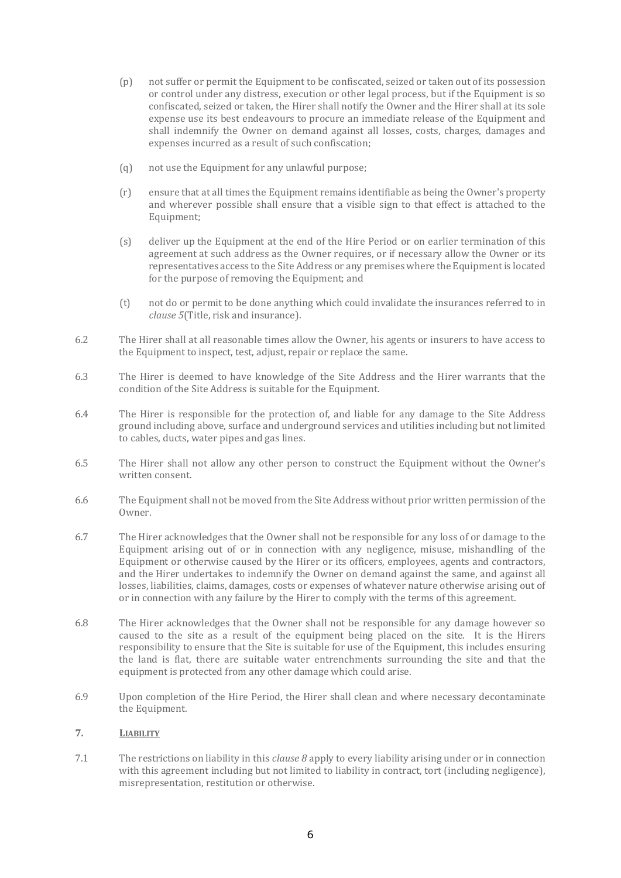(p) not suffer or permit the Equipment to be confiscated, seized or taken out of its possession or control under any distress, execution or other legal process, but if the Equipment is so confiscated, seized or taken, the Hirer shall notify the Owner and the Hirer shall at its sole expense use its best endeavours to procure an immediate release of the Equipment and shall indemnify the Owner on demand against all losses, costs, charges, damages and expenses incurred as a result of such confiscation;

(q) not use the Equipment for any unlawful purpose;

(r) ensure that at all times the Equipment remains identifiable as being the Owner's property and wherever possible shall ensure that a visible sign to that effect is attached to the Equipment;

(s) deliver up the Equipment at the end of the Hire Period or on earlier termination of this agreement at such address as the Owner requires, or if necessary allow the Owner or its representatives access to the Site Address or any premises where the Equipment is located for the purpose of removing the Equipment; and

(t) not do or permit to be done anything which could invalidate the insurances referred to in *clause 5*(Title, risk and insurance).

6.2 The Hirer shall at all reasonable times allow the Owner, his agents or insurers to have access to the Equipment to inspect, test, adjust, repair or replace the same.

6.3 The Hirer is deemed to have knowledge of the Site Address and the Hirer warrants that the condition of the Site Address is suitable for the Equipment.

6.4 The Hirer is responsible for the protection of, and liable for any damage to the Site Address ground including above, surface and underground services and utilities including but not limited to cables, ducts, water pipes and gas lines.

6.5 The Hirer shall not allow any other person to construct the Equipment without the Owner's written consent.

6.6 The Equipment shall not be moved from the Site Address without prior written permission of the Owner.

6.7 The Hirer acknowledges that the Owner shall not be responsible for any loss of or damage to the Equipment arising out of or in connection with any negligence, misuse, mishandling of the Equipment or otherwise caused by the Hirer or its officers, employees, agents and contractors, and the Hirer undertakes to indemnify the Owner on demand against the same, and against all losses, liabilities, claims, damages, costs or expenses of whatever nature otherwise arising out of or in connection with any failure by the Hirer to comply with the terms of this agreement.

6.8 The Hirer acknowledges that the Owner shall not be responsible for any damage however so caused to the site as a result of the equipment being placed on the site. It is the Hirers responsibility to ensure that the Site is suitable for use of the Equipment, this includes ensuring the land is flat, there are suitable water entrenchments surrounding the site and that the equipment is protected from any other damage which could arise.

6.9 Upon completion of the Hire Period, the Hirer shall clean and where necessary decontaminate the Equipment.

## 7. LIABILITY

7.1 The restrictions on liability in this *clause 8* apply to every liability arising under or in connection with this agreement including but not limited to liability in contract, tort (including negligence), misrepresentation, restitution or otherwise.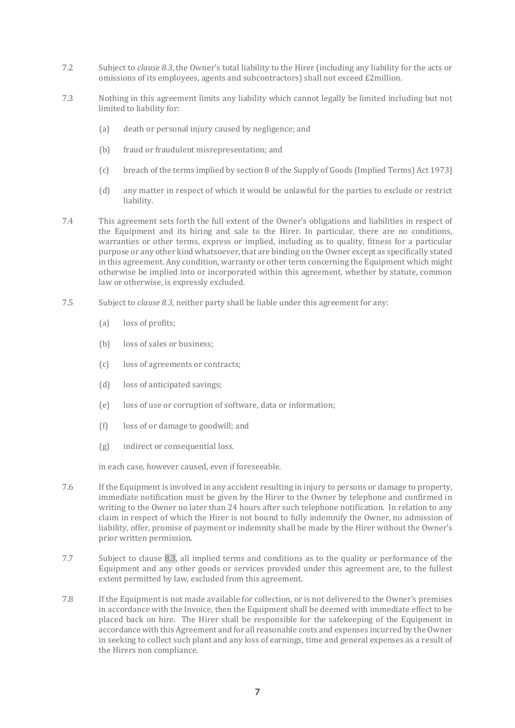7.2 Subject to *clause 8.3*, the Owner's total liability to the Hirer (including any liability for the acts or omissions of its employees, agents and subcontractors) shall not exceed £2million.

7.3 Nothing in this agreement limits any liability which cannot legally be limited including but not limited to liability for:

(a) death or personal injury caused by negligence; and

(b) fraud or fraudulent misrepresentation; and

(c) breach of the terms implied by section 8 of the Supply of Goods (Implied Terms) Act 1973]

(d) any matter in respect of which it would be unlawful for the parties to exclude or restrict liability.

7.4 This agreement sets forth the full extent of the Owner's obligations and liabilities in respect of the Equipment and its hiring and sale to the Hirer. In particular, there are no conditions, warranties or other terms, express or implied, including as to quality, fitness for a particular purpose or any other kind whatsoever, that are binding on the Owner except as specifically stated in this agreement. Any condition, warranty or other term concerning the Equipment which might otherwise be implied into or incorporated within this agreement, whether by statute, common law or otherwise, is expressly excluded.

7.5 Subject to *clause 8.3*, neither party shall be liable under this agreement for any:

(a) loss of profits;

(b) loss of sales or business;

(c) loss of agreements or contracts;

(d) loss of anticipated savings;

(e) loss of use or corruption of software, data or information;

(f) loss of or damage to goodwill; and

(g) indirect or consequential loss.

in each case, however caused, even if foreseeable.

7.6 If the Equipment is involved in any accident resulting in injury to persons or damage to property, immediate notification must be given by the Hirer to the Owner by telephone and confirmed in writing to the Owner no later than 24 hours after such telephone notification. In relation to any claim in respect of which the Hirer is not bound to fully indemnify the Owner, no admission of liability, offer, promise of payment or indemnity shall be made by the Hirer without the Owner's prior written permission.

7.7 Subject to clause 8.3, all implied terms and conditions as to the quality or performance of the Equipment and any other goods or services provided under this agreement are, to the fullest extent permitted by law, excluded from this agreement.

7.8 If the Equipment is not made available for collection, or is not delivered to the Owner's premises in accordance with the Invoice, then the Equipment shall be deemed with immediate effect to be placed back on hire. The Hirer shall be responsible for the safekeeping of the Equipment in accordance with this Agreement and for all reasonable costs and expenses incurred by the Owner in seeking to collect such plant and any loss of earnings, time and general expenses as a result of the Hirers non compliance.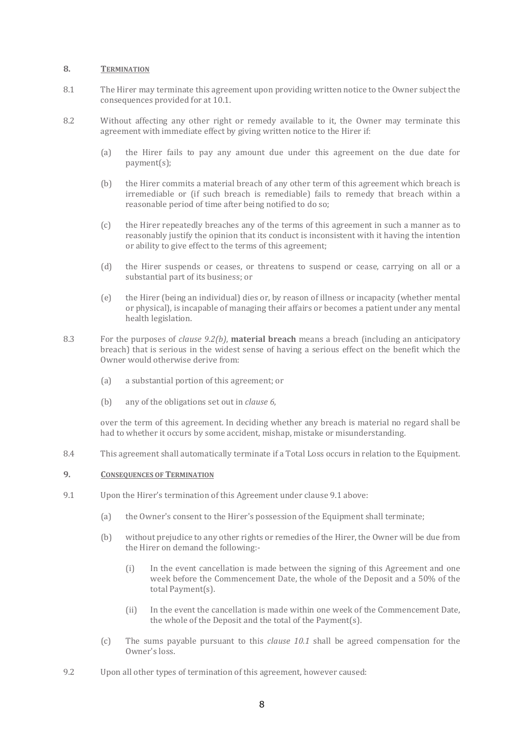## 8. **TERMINATION**

8.1 The Hirer may terminate this agreement upon providing written notice to the Owner subject the consequences provided for at 10.1.

8.2 Without affecting any other right or remedy available to it, the Owner may terminate this agreement with immediate effect by giving written notice to the Hirer if:

(a) the Hirer fails to pay any amount due under this agreement on the due date for payment(s);

(b) the Hirer commits a material breach of any other term of this agreement which breach is irremediable or (if such breach is remediable) fails to remedy that breach within a reasonable period of time after being notified to do so;

(c) the Hirer repeatedly breaches any of the terms of this agreement in such a manner as to reasonably justify the opinion that its conduct is inconsistent with it having the intention or ability to give effect to the terms of this agreement;

(d) the Hirer suspends or ceases, or threatens to suspend or cease, carrying on all or a substantial part of its business; or

(e) the Hirer (being an individual) dies or, by reason of illness or incapacity (whether mental or physical), is incapable of managing their affairs or becomes a patient under any mental health legislation.

8.3 For the purposes of *clause 9.2(b)*, **material breach** means a breach (including an anticipatory breach) that is serious in the widest sense of having a serious effect on the benefit which the Owner would otherwise derive from:

(a) a substantial portion of this agreement; or

(b) any of the obligations set out in *clause 6*,

over the term of this agreement. In deciding whether any breach is material no regard shall be had to whether it occurs by some accident, mishap, mistake or misunderstanding.

8.4 This agreement shall automatically terminate if a Total Loss occurs in relation to the Equipment.

## 9. **CONSEQUENCES OF TERMINATION**

9.1 Upon the Hirer's termination of this Agreement under clause 9.1 above:

(a) the Owner's consent to the Hirer's possession of the Equipment shall terminate;

(b) without prejudice to any other rights or remedies of the Hirer, the Owner will be due from the Hirer on demand the following:-

(i) In the event cancellation is made between the signing of this Agreement and one week before the Commencement Date, the whole of the Deposit and a 50% of the total Payment(s).

(ii) In the event the cancellation is made within one week of the Commencement Date, the whole of the Deposit and the total of the Payment(s).

(c) The sums payable pursuant to this *clause 10.1* shall be agreed compensation for the Owner's loss.

9.2 Upon all other types of termination of this agreement, however caused: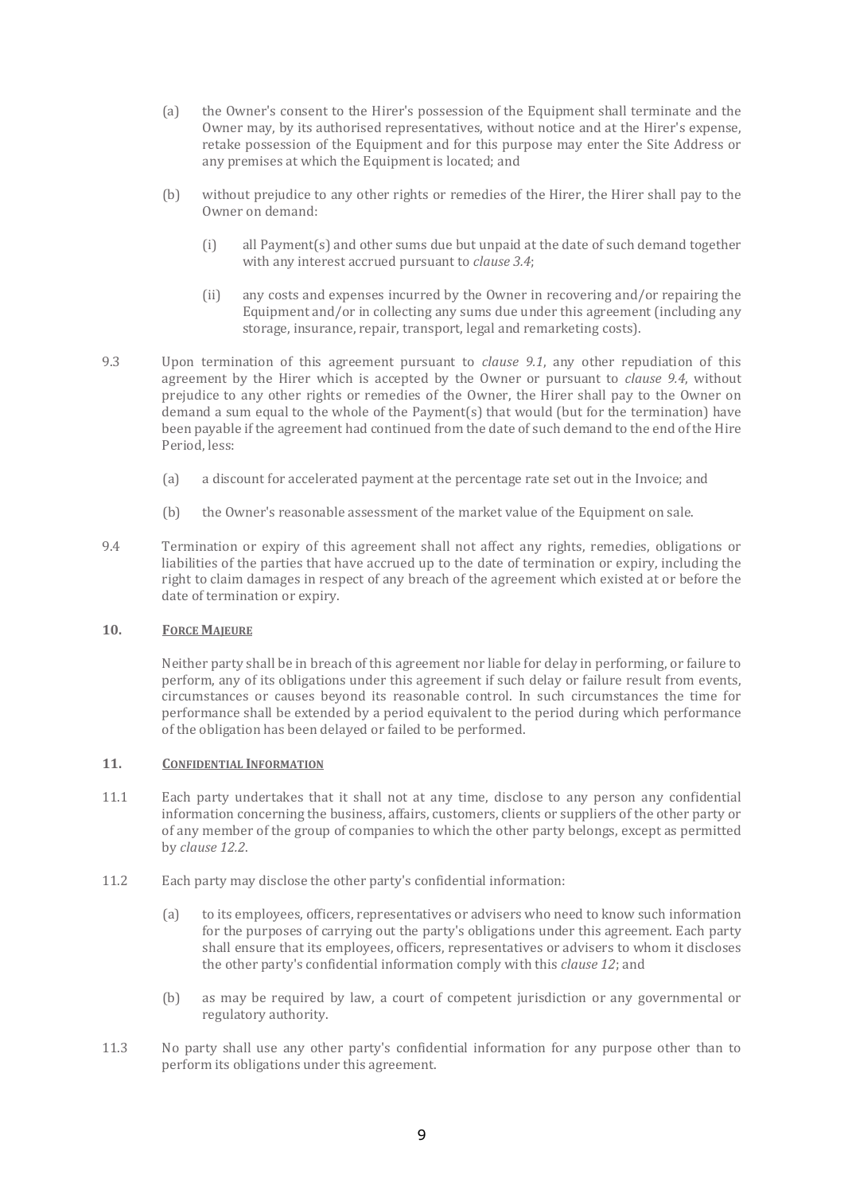(a) the Owner's consent to the Hirer's possession of the Equipment shall terminate and the Owner may, by its authorised representatives, without notice and at the Hirer's expense, retake possession of the Equipment and for this purpose may enter the Site Address or any premises at which the Equipment is located; and

(b) without prejudice to any other rights or remedies of the Hirer, the Hirer shall pay to the Owner on demand:

(i) all Payment(s) and other sums due but unpaid at the date of such demand together with any interest accrued pursuant to *clause 3.4*;

(ii) any costs and expenses incurred by the Owner in recovering and/or repairing the Equipment and/or in collecting any sums due under this agreement (including any storage, insurance, repair, transport, legal and remarketing costs).

9.3 Upon termination of this agreement pursuant to *clause 9.1*, any other repudiation of this agreement by the Hirer which is accepted by the Owner or pursuant to *clause 9.4*, without prejudice to any other rights or remedies of the Owner, the Hirer shall pay to the Owner on demand a sum equal to the whole of the Payment(s) that would (but for the termination) have been payable if the agreement had continued from the date of such demand to the end of the Hire Period, less:

(a) a discount for accelerated payment at the percentage rate set out in the Invoice; and

(b) the Owner's reasonable assessment of the market value of the Equipment on sale.

9.4 Termination or expiry of this agreement shall not affect any rights, remedies, obligations or liabilities of the parties that have accrued up to the date of termination or expiry, including the right to claim damages in respect of any breach of the agreement which existed at or before the date of termination or expiry.

**10. FORCE MAJEURE**

Neither party shall be in breach of this agreement nor liable for delay in performing, or failure to perform, any of its obligations under this agreement if such delay or failure result from events, circumstances or causes beyond its reasonable control. In such circumstances the time for performance shall be extended by a period equivalent to the period during which performance of the obligation has been delayed or failed to be performed.

**11. CONFIDENTIAL INFORMATION**

11.1 Each party undertakes that it shall not at any time, disclose to any person any confidential information concerning the business, affairs, customers, clients or suppliers of the other party or of any member of the group of companies to which the other party belongs, except as permitted by *clause 12.2*.

11.2 Each party may disclose the other party's confidential information:

(a) to its employees, officers, representatives or advisers who need to know such information for the purposes of carrying out the party's obligations under this agreement. Each party shall ensure that its employees, officers, representatives or advisers to whom it discloses the other party's confidential information comply with this *clause 12*; and

(b) as may be required by law, a court of competent jurisdiction or any governmental or regulatory authority.

11.3 No party shall use any other party's confidential information for any purpose other than to perform its obligations under this agreement.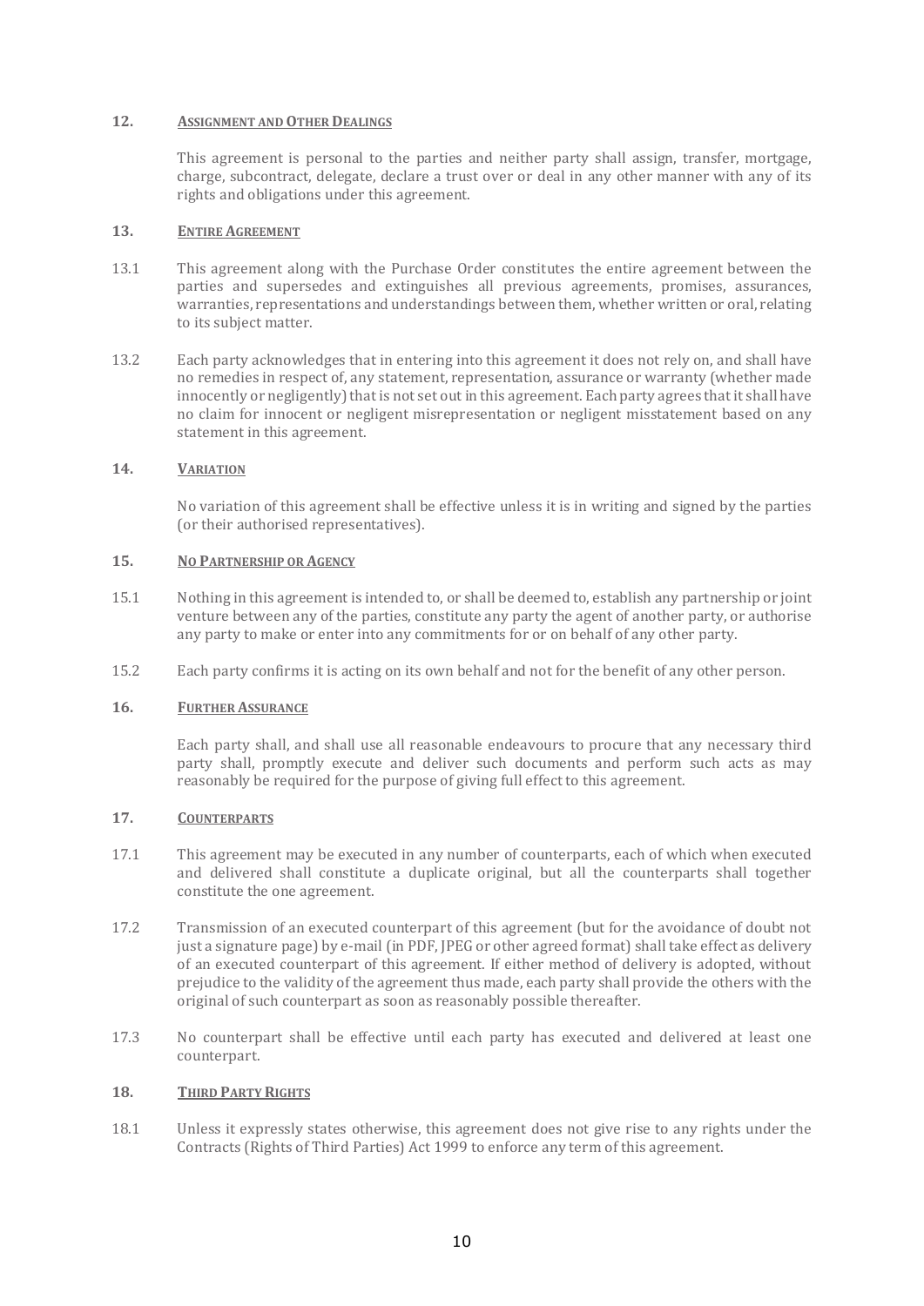## 12. <u>ASSIGNMENT AND OTHER DEALINGS</u>

This agreement is personal to the parties and neither party shall assign, transfer, mortgage, charge, subcontract, delegate, declare a trust over or deal in any other manner with any of its rights and obligations under this agreement.

## 13. <u>ENTIRE AGREEMENT</u>

13.1 This agreement along with the Purchase Order constitutes the entire agreement between the parties and supersedes and extinguishes all previous agreements, promises, assurances, warranties, representations and understandings between them, whether written or oral, relating to its subject matter.

13.2 Each party acknowledges that in entering into this agreement it does not rely on, and shall have no remedies in respect of, any statement, representation, assurance or warranty (whether made innocently or negligently) that is not set out in this agreement. Each party agrees that it shall have no claim for innocent or negligent misrepresentation or negligent misstatement based on any statement in this agreement.

## 14. <u>VARIATION</u>

No variation of this agreement shall be effective unless it is in writing and signed by the parties (or their authorised representatives).

## 15. <u>NO PARTNERSHIP OR AGENCY</u>

15.1 Nothing in this agreement is intended to, or shall be deemed to, establish any partnership or joint venture between any of the parties, constitute any party the agent of another party, or authorise any party to make or enter into any commitments for or on behalf of any other party.

15.2 Each party confirms it is acting on its own behalf and not for the benefit of any other person.

## 16. <u>FURTHER ASSURANCE</u>

Each party shall, and shall use all reasonable endeavours to procure that any necessary third party shall, promptly execute and deliver such documents and perform such acts as may reasonably be required for the purpose of giving full effect to this agreement.

## 17. <u>COUNTERPARTS</u>

17.1 This agreement may be executed in any number of counterparts, each of which when executed and delivered shall constitute a duplicate original, but all the counterparts shall together constitute the one agreement.

17.2 Transmission of an executed counterpart of this agreement (but for the avoidance of doubt not just a signature page) by e-mail (in PDF, JPEG or other agreed format) shall take effect as delivery of an executed counterpart of this agreement. If either method of delivery is adopted, without prejudice to the validity of the agreement thus made, each party shall provide the others with the original of such counterpart as soon as reasonably possible thereafter.

17.3 No counterpart shall be effective until each party has executed and delivered at least one counterpart.

## 18. <u>THIRD PARTY RIGHTS</u>

18.1 Unless it expressly states otherwise, this agreement does not give rise to any rights under the Contracts (Rights of Third Parties) Act 1999 to enforce any term of this agreement.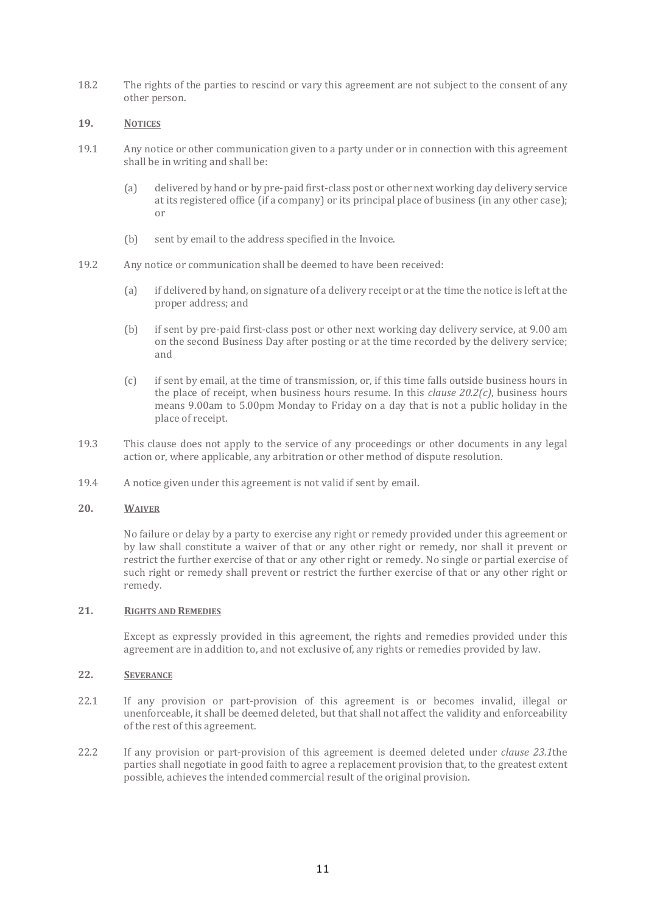18.2 The rights of the parties to rescind or vary this agreement are not subject to the consent of any other person.

## 19. NOTICES

19.1 Any notice or other communication given to a party under or in connection with this agreement shall be in writing and shall be:

(a) delivered by hand or by pre-paid first-class post or other next working day delivery service at its registered office (if a company) or its principal place of business (in any other case); or

(b) sent by email to the address specified in the Invoice.

19.2 Any notice or communication shall be deemed to have been received:

(a) if delivered by hand, on signature of a delivery receipt or at the time the notice is left at the proper address; and

(b) if sent by pre-paid first-class post or other next working day delivery service, at 9.00 am on the second Business Day after posting or at the time recorded by the delivery service; and

(c) if sent by email, at the time of transmission, or, if this time falls outside business hours in the place of receipt, when business hours resume. In this *clause 20.2(c)*, business hours means 9.00am to 5.00pm Monday to Friday on a day that is not a public holiday in the place of receipt.

19.3 This clause does not apply to the service of any proceedings or other documents in any legal action or, where applicable, any arbitration or other method of dispute resolution.

19.4 A notice given under this agreement is not valid if sent by email.

## 20. WAIVER

No failure or delay by a party to exercise any right or remedy provided under this agreement or by law shall constitute a waiver of that or any other right or remedy, nor shall it prevent or restrict the further exercise of that or any other right or remedy. No single or partial exercise of such right or remedy shall prevent or restrict the further exercise of that or any other right or remedy.

## 21. RIGHTS AND REMEDIES

Except as expressly provided in this agreement, the rights and remedies provided under this agreement are in addition to, and not exclusive of, any rights or remedies provided by law.

## 22. SEVERANCE

22.1 If any provision or part-provision of this agreement is or becomes invalid, illegal or unenforceable, it shall be deemed deleted, but that shall not affect the validity and enforceability of the rest of this agreement.

22.2 If any provision or part-provision of this agreement is deemed deleted under *clause 23.1*the parties shall negotiate in good faith to agree a replacement provision that, to the greatest extent possible, achieves the intended commercial result of the original provision.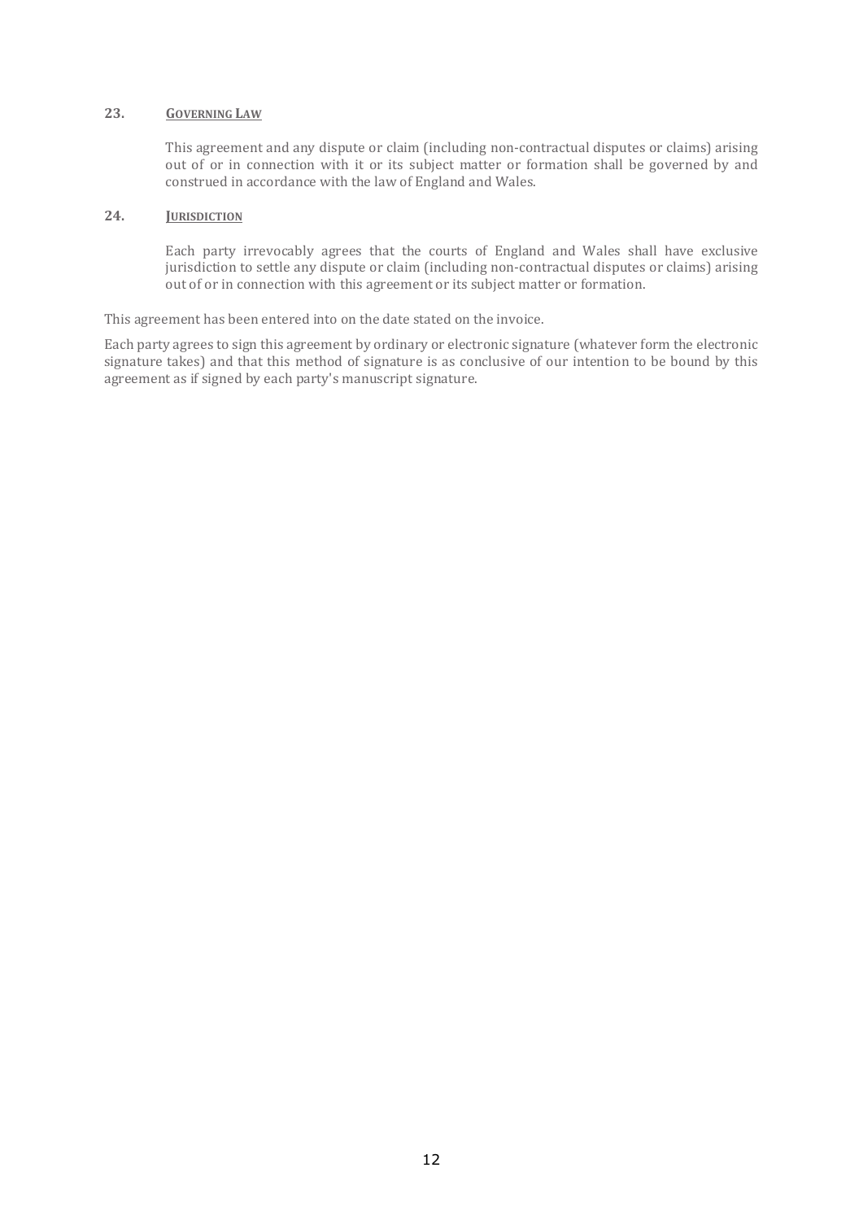## 23. GOVERNING LAW

This agreement and any dispute or claim (including non-contractual disputes or claims) arising out of or in connection with it or its subject matter or formation shall be governed by and construed in accordance with the law of England and Wales.

## 24. JURISDICTION

Each party irrevocably agrees that the courts of England and Wales shall have exclusive jurisdiction to settle any dispute or claim (including non-contractual disputes or claims) arising out of or in connection with this agreement or its subject matter or formation.

This agreement has been entered into on the date stated on the invoice.

Each party agrees to sign this agreement by ordinary or electronic signature (whatever form the electronic signature takes) and that this method of signature is as conclusive of our intention to be bound by this agreement as if signed by each party's manuscript signature.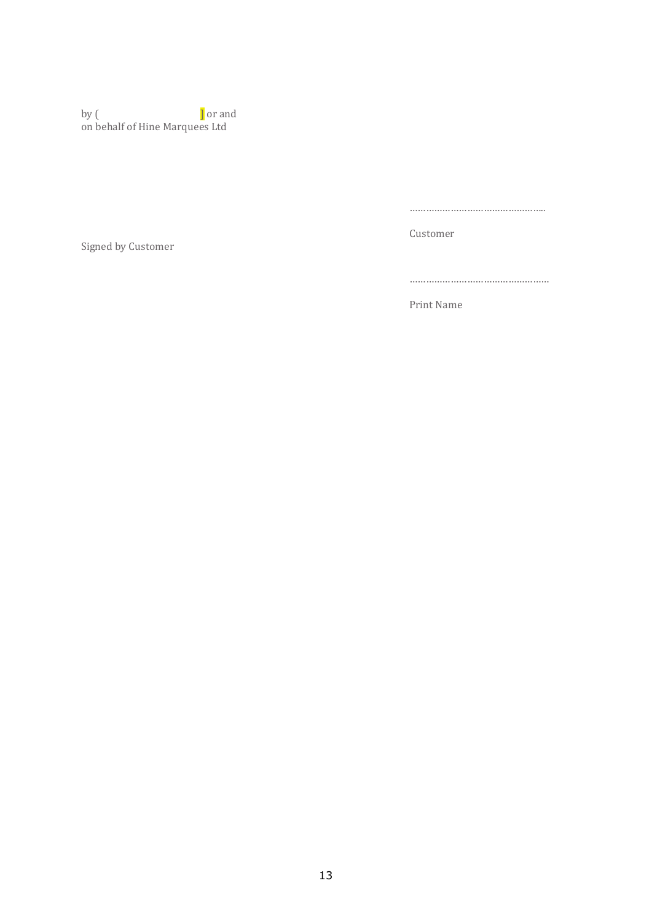by ( ] or and
on behalf of Hine Marquees Ltd

Signed by Customer

…………………………………………..

Customer

……………………………………………

Print Name